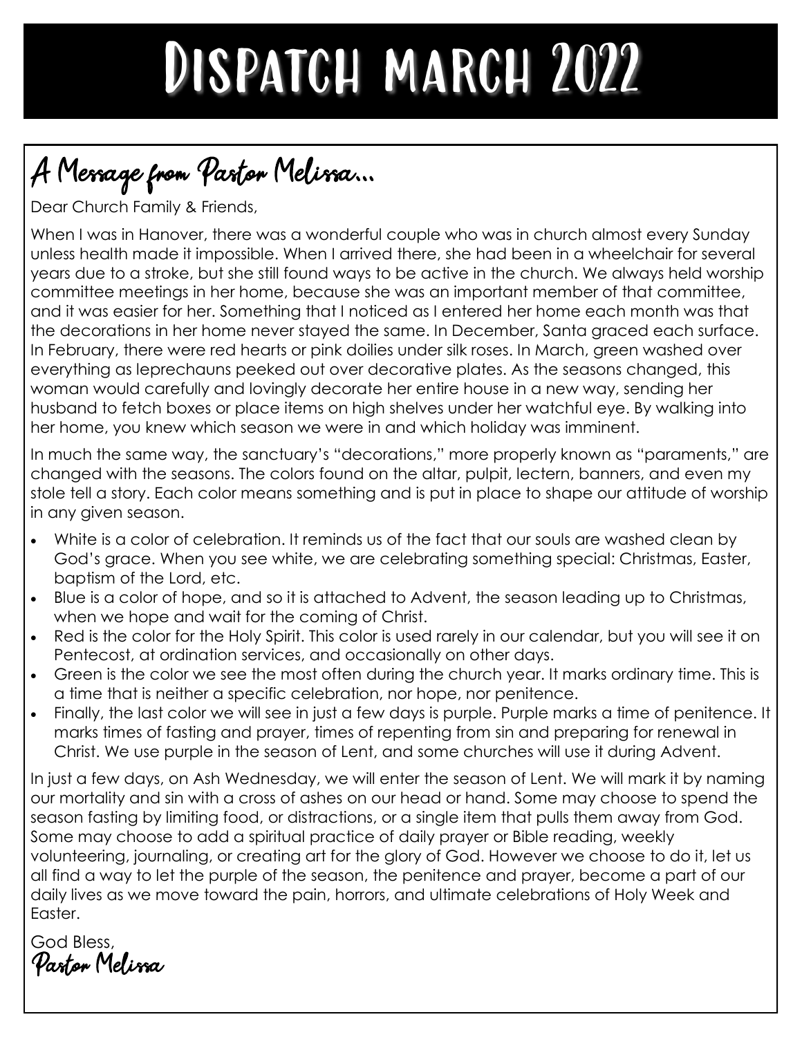# Dispatch march 2022

## A Message from Pastor Melissa...

Dear Church Family & Friends,

When I was in Hanover, there was a wonderful couple who was in church almost every Sunday unless health made it impossible. When I arrived there, she had been in a wheelchair for several years due to a stroke, but she still found ways to be active in the church. We always held worship committee meetings in her home, because she was an important member of that committee, and it was easier for her. Something that I noticed as I entered her home each month was that the decorations in her home never stayed the same. In December, Santa graced each surface. In February, there were red hearts or pink doilies under silk roses. In March, green washed over everything as leprechauns peeked out over decorative plates. As the seasons changed, this woman would carefully and lovingly decorate her entire house in a new way, sending her husband to fetch boxes or place items on high shelves under her watchful eye. By walking into her home, you knew which season we were in and which holiday was imminent.

In much the same way, the sanctuary's "decorations," more properly known as "paraments," are changed with the seasons. The colors found on the altar, pulpit, lectern, banners, and even my stole tell a story. Each color means something and is put in place to shape our attitude of worship in any given season.

- White is a color of celebration. It reminds us of the fact that our souls are washed clean by God's grace. When you see white, we are celebrating something special: Christmas, Easter, baptism of the Lord, etc.
- Blue is a color of hope, and so it is attached to Advent, the season leading up to Christmas, when we hope and wait for the coming of Christ.
- Red is the color for the Holy Spirit. This color is used rarely in our calendar, but you will see it on Pentecost, at ordination services, and occasionally on other days.
- Green is the color we see the most often during the church year. It marks ordinary time. This is a time that is neither a specific celebration, nor hope, nor penitence.
- Finally, the last color we will see in just a few days is purple. Purple marks a time of penitence. It marks times of fasting and prayer, times of repenting from sin and preparing for renewal in Christ. We use purple in the season of Lent, and some churches will use it during Advent.

In just a few days, on Ash Wednesday, we will enter the season of Lent. We will mark it by naming our mortality and sin with a cross of ashes on our head or hand. Some may choose to spend the season fasting by limiting food, or distractions, or a single item that pulls them away from God. Some may choose to add a spiritual practice of daily prayer or Bible reading, weekly volunteering, journaling, or creating art for the glory of God. However we choose to do it, let us all find a way to let the purple of the season, the penitence and prayer, become a part of our daily lives as we move toward the pain, horrors, and ultimate celebrations of Holy Week and Easter.

God Bless,
*Pastor Melissa*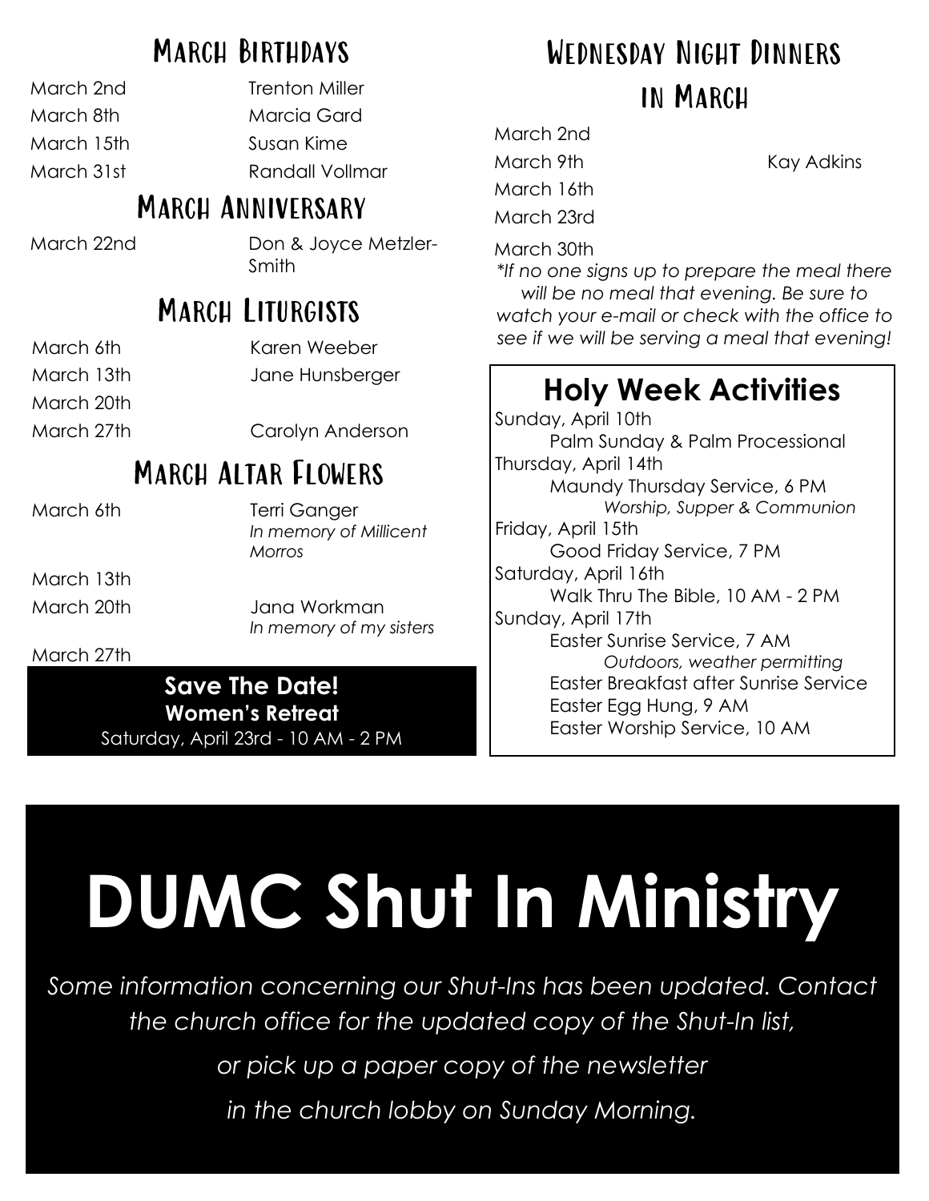## March Birthdays

| | |
|---|---|
| March 2nd | Trenton Miller |
| March 8th | Marcia Gard |
| March 15th | Susan Kime |
| March 31st | Randall Vollmar |

## March Anniversary

| | |
|---|---|
| March 22nd | Don & Joyce Metzler-Smith |

## March Liturgists

| | |
|---|---|
| March 6th | Karen Weeber |
| March 13th | Jane Hunsberger |
| March 20th | |
| March 27th | Carolyn Anderson |

## March Altar Flowers

| | |
|---|---|
| March 6th | Terri Ganger *In memory of Millicent Morros* |
| March 13th | |
| March 20th | Jana Workman *In memory of my sisters* |
| March 27th | |

**Save The Date!**
**Women's Retreat**
Saturday, April 23rd - 10 AM - 2 PM

## Wednesday Night Dinners in March

| | |
|---|---|
| March 2nd | |
| March 9th | Kay Adkins |
| March 16th | |
| March 23rd | |
| March 30th | |

*\*If no one signs up to prepare the meal there will be no meal that evening. Be sure to watch your e-mail or check with the office to see if we will be serving a meal that evening!*

## Holy Week Activities

Sunday, April 10th
Palm Sunday & Palm Processional

Thursday, April 14th
Maundy Thursday Service, 6 PM
*Worship, Supper & Communion*

Friday, April 15th
Good Friday Service, 7 PM

Saturday, April 16th
Walk Thru The Bible, 10 AM - 2 PM

Sunday, April 17th
Easter Sunrise Service, 7 AM
*Outdoors, weather permitting*
Easter Breakfast after Sunrise Service
Easter Egg Hung, 9 AM
Easter Worship Service, 10 AM

# DUMC Shut In Ministry

*Some information concerning our Shut-Ins has been updated. Contact the church office for the updated copy of the Shut-In list, or pick up a paper copy of the newsletter in the church lobby on Sunday Morning.*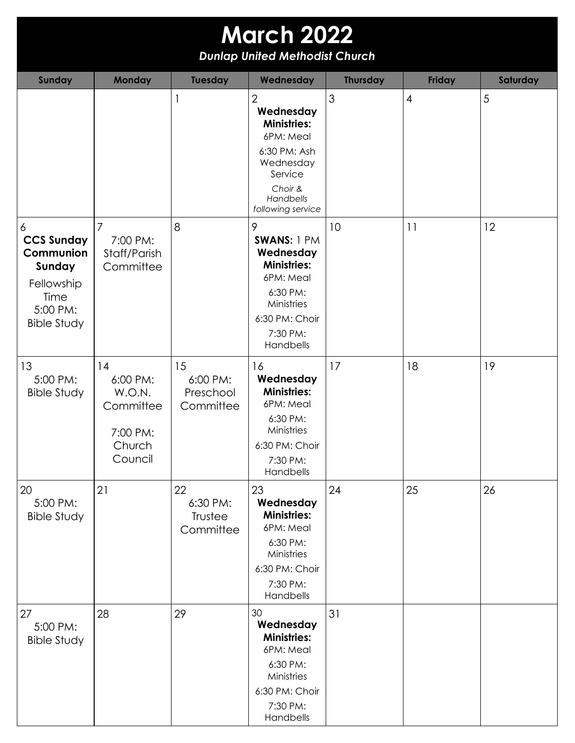# March 2022

***Dunlap United Methodist Church***

| Sunday | Monday | Tuesday | Wednesday | Thursday | Friday | Saturday |
|---|---|---|---|---|---|---|
| | | 1 | 2 **Wednesday Ministries:** 6PM: Meal 6:30 PM: Ash Wednesday Service *Choir & Handbells following service* | 3 | 4 | 5 |
| 6 **CCS Sunday Communion Sunday** Fellowship Time 5:00 PM: Bible Study | 7 7:00 PM: Staff/Parish Committee | 8 | 9 **SWANS:** 1 PM **Wednesday Ministries:** 6PM: Meal 6:30 PM: Ministries 6:30 PM: Choir 7:30 PM: Handbells | 10 | 11 | 12 |
| 13 5:00 PM: Bible Study | 14 6:00 PM: W.O.N. Committee 7:00 PM: Church Council | 15 6:00 PM: Preschool Committee | 16 **Wednesday Ministries:** 6PM: Meal 6:30 PM: Ministries 6:30 PM: Choir 7:30 PM: Handbells | 17 | 18 | 19 |
| 20 5:00 PM: Bible Study | 21 | 22 6:30 PM: Trustee Committee | 23 **Wednesday Ministries:** 6PM: Meal 6:30 PM: Ministries 6:30 PM: Choir 7:30 PM: Handbells | 24 | 25 | 26 |
| 27 5:00 PM: Bible Study | 28 | 29 | 30 **Wednesday Ministries:** 6PM: Meal 6:30 PM: Ministries 6:30 PM: Choir 7:30 PM: Handbells | 31 | | |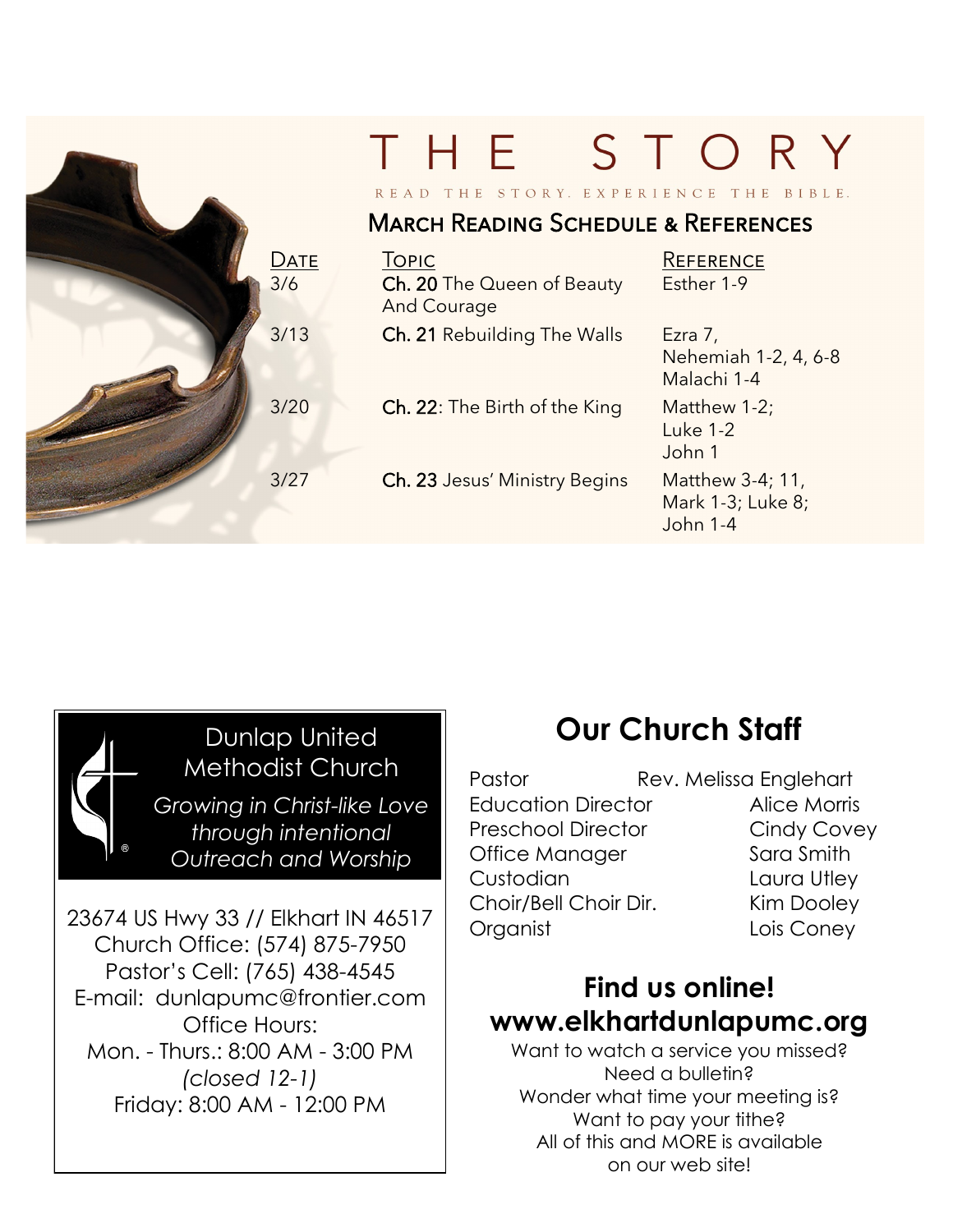# THE STORY

READ THE STORY. EXPERIENCE THE BIBLE.

## March Reading Schedule & References

| Date | Topic | Reference |
|---|---|---|
| 3/6 | **Ch. 20** The Queen of Beauty And Courage | Esther 1-9 |
| 3/13 | **Ch. 21** Rebuilding The Walls | Ezra 7, Nehemiah 1-2, 4, 6-8 Malachi 1-4 |
| 3/20 | **Ch. 22**: The Birth of the King | Matthew 1-2; Luke 1-2 John 1 |
| 3/27 | **Ch. 23** Jesus' Ministry Begins | Matthew 3-4; 11, Mark 1-3; Luke 8; John 1-4 |

Dunlap United Methodist Church

*Growing in Christ-like Love through intentional Outreach and Worship*

23674 US Hwy 33 // Elkhart IN 46517
Church Office: (574) 875-7950
Pastor's Cell: (765) 438-4545
E-mail: dunlapumc@frontier.com
Office Hours:
Mon. - Thurs.: 8:00 AM - 3:00 PM
*(closed 12-1)*
Friday: 8:00 AM - 12:00 PM

## Our Church Staff

| | |
|---|---|
| Pastor | Rev. Melissa Englehart |
| Education Director | Alice Morris |
| Preschool Director | Cindy Covey |
| Office Manager | Sara Smith |
| Custodian | Laura Utley |
| Choir/Bell Choir Dir. | Kim Dooley |
| Organist | Lois Coney |

## Find us online!
## www.elkhartdunlapumc.org

Want to watch a service you missed?
Need a bulletin?
Wonder what time your meeting is?
Want to pay your tithe?
All of this and MORE is available on our web site!